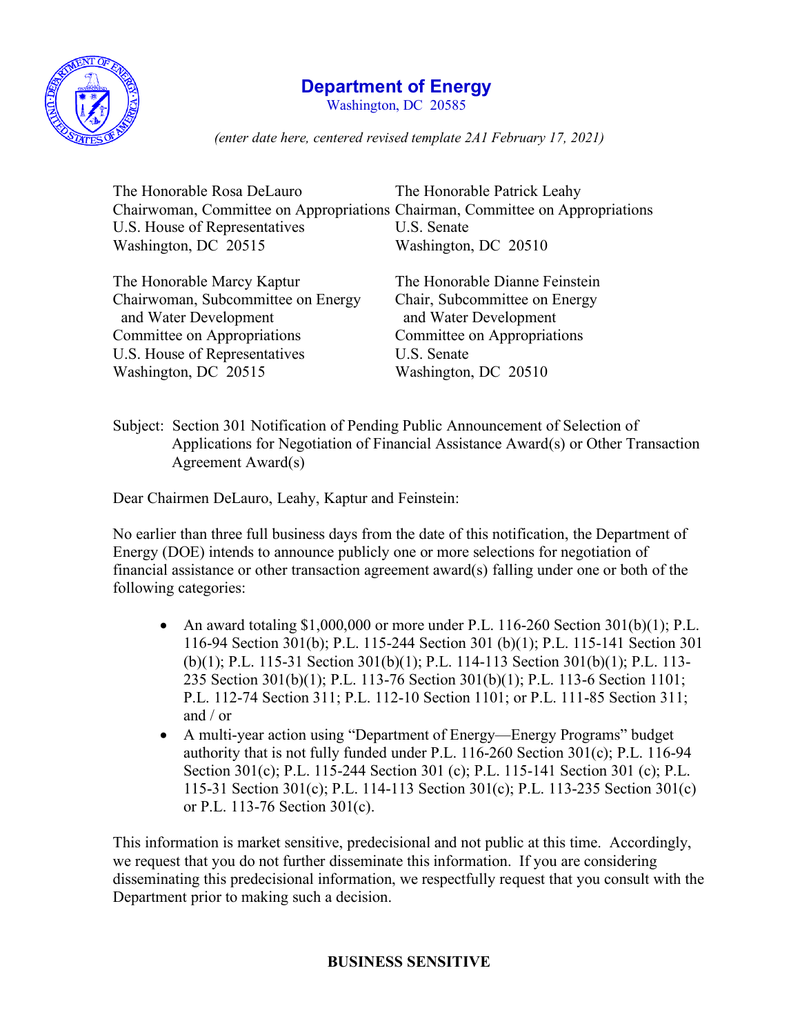# Department of Energy

Washington, DC 20585

*(enter date here, centered revised template 2A1 February 17, 2021)*

The Honorable Rosa DeLauro
Chairwoman, Committee on Appropriations
U.S. House of Representatives
Washington, DC 20515

The Honorable Patrick Leahy
Chairman, Committee on Appropriations
U.S. Senate
Washington, DC 20510

The Honorable Marcy Kaptur
Chairwoman, Subcommittee on Energy
and Water Development
Committee on Appropriations
U.S. House of Representatives
Washington, DC 20515

The Honorable Dianne Feinstein
Chair, Subcommittee on Energy
and Water Development
Committee on Appropriations
U.S. Senate
Washington, DC 20510

Subject: Section 301 Notification of Pending Public Announcement of Selection of Applications for Negotiation of Financial Assistance Award(s) or Other Transaction Agreement Award(s)

Dear Chairmen DeLauro, Leahy, Kaptur and Feinstein:

No earlier than three full business days from the date of this notification, the Department of Energy (DOE) intends to announce publicly one or more selections for negotiation of financial assistance or other transaction agreement award(s) falling under one or both of the following categories:

- An award totaling $1,000,000 or more under P.L. 116-260 Section 301(b)(1); P.L. 116-94 Section 301(b); P.L. 115-244 Section 301 (b)(1); P.L. 115-141 Section 301 (b)(1); P.L. 115-31 Section 301(b)(1); P.L. 114-113 Section 301(b)(1); P.L. 113-235 Section 301(b)(1); P.L. 113-76 Section 301(b)(1); P.L. 113-6 Section 1101; P.L. 112-74 Section 311; P.L. 112-10 Section 1101; or P.L. 111-85 Section 311; and / or
- A multi-year action using "Department of Energy—Energy Programs" budget authority that is not fully funded under P.L. 116-260 Section 301(c); P.L. 116-94 Section 301(c); P.L. 115-244 Section 301 (c); P.L. 115-141 Section 301 (c); P.L. 115-31 Section 301(c); P.L. 114-113 Section 301(c); P.L. 113-235 Section 301(c) or P.L. 113-76 Section 301(c).

This information is market sensitive, predecisional and not public at this time. Accordingly, we request that you do not further disseminate this information. If you are considering disseminating this predecisional information, we respectfully request that you consult with the Department prior to making such a decision.

**BUSINESS SENSITIVE**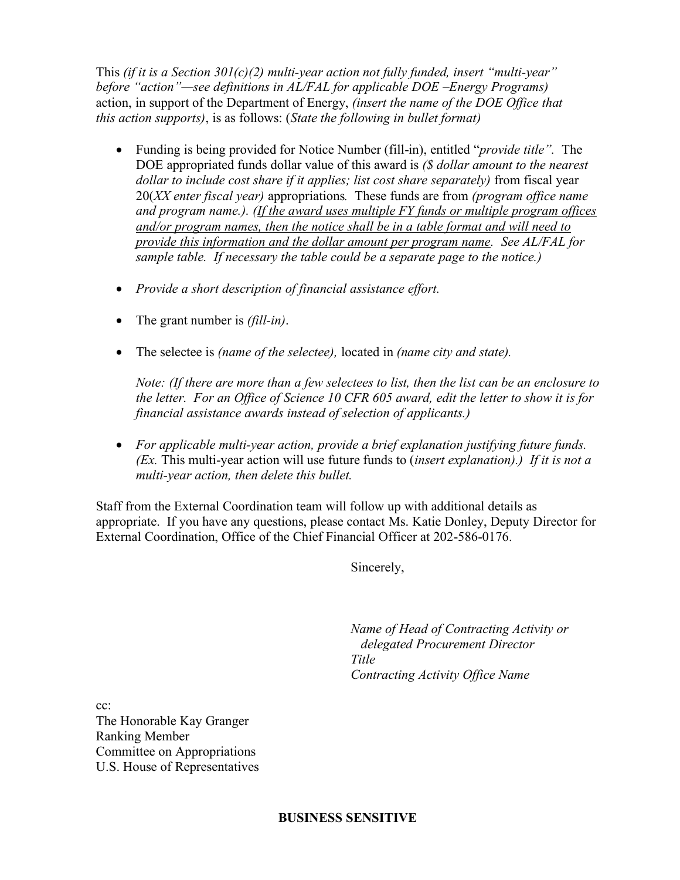This *(if it is a Section 301(c)(2) multi-year action not fully funded, insert "multi-year" before "action"—see definitions in AL/FAL for applicable DOE –Energy Programs)* action, in support of the Department of Energy, *(insert the name of the DOE Office that this action supports)*, is as follows: (*State the following in bullet format)*

- Funding is being provided for Notice Number (fill-in), entitled "*provide title".* The DOE appropriated funds dollar value of this award is *($ dollar amount to the nearest dollar to include cost share if it applies; list cost share separately)* from fiscal year 20(*XX enter fiscal year)* appropriations*.* These funds are from *(program office name and program name.). (<u>If the award uses multiple FY funds or multiple program offices and/or program names, then the notice shall be in a table format and will need to provide this information and the dollar amount per program name</u>. See AL/FAL for sample table. If necessary the table could be a separate page to the notice.)*

- *Provide a short description of financial assistance effort.*

- The grant number is *(fill-in)*.

- The selectee is *(name of the selectee),* located in *(name city and state).*

  *Note: (If there are more than a few selectees to list, then the list can be an enclosure to the letter. For an Office of Science 10 CFR 605 award, edit the letter to show it is for financial assistance awards instead of selection of applicants.)*

- *For applicable multi-year action, provide a brief explanation justifying future funds. (Ex.* This multi-year action will use future funds to (*insert explanation).) If it is not a multi-year action, then delete this bullet.*

Staff from the External Coordination team will follow up with additional details as appropriate. If you have any questions, please contact Ms. Katie Donley, Deputy Director for External Coordination, Office of the Chief Financial Officer at 202-586-0176.

Sincerely,

*Name of Head of Contracting Activity or delegated Procurement Director*
*Title*
*Contracting Activity Office Name*

cc:
The Honorable Kay Granger
Ranking Member
Committee on Appropriations
U.S. House of Representatives

**BUSINESS SENSITIVE**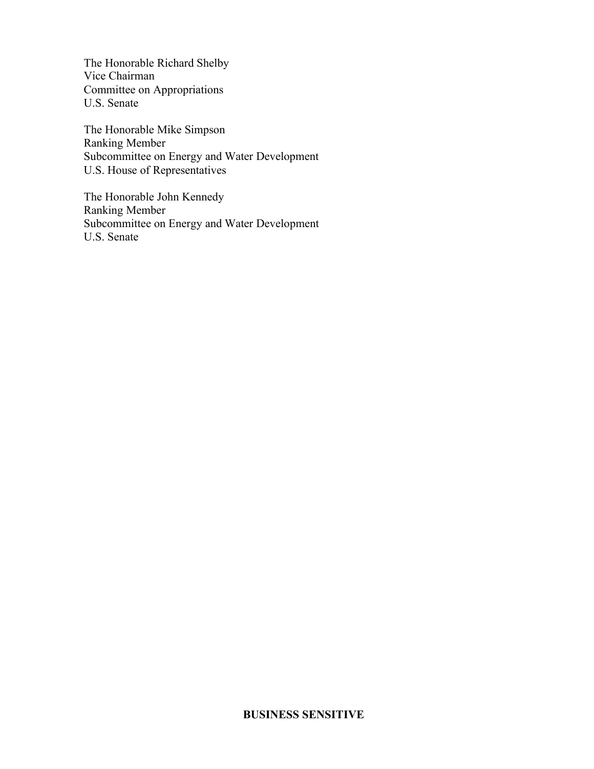The Honorable Richard Shelby
Vice Chairman
Committee on Appropriations
U.S. Senate

The Honorable Mike Simpson
Ranking Member
Subcommittee on Energy and Water Development
U.S. House of Representatives

The Honorable John Kennedy
Ranking Member
Subcommittee on Energy and Water Development
U.S. Senate